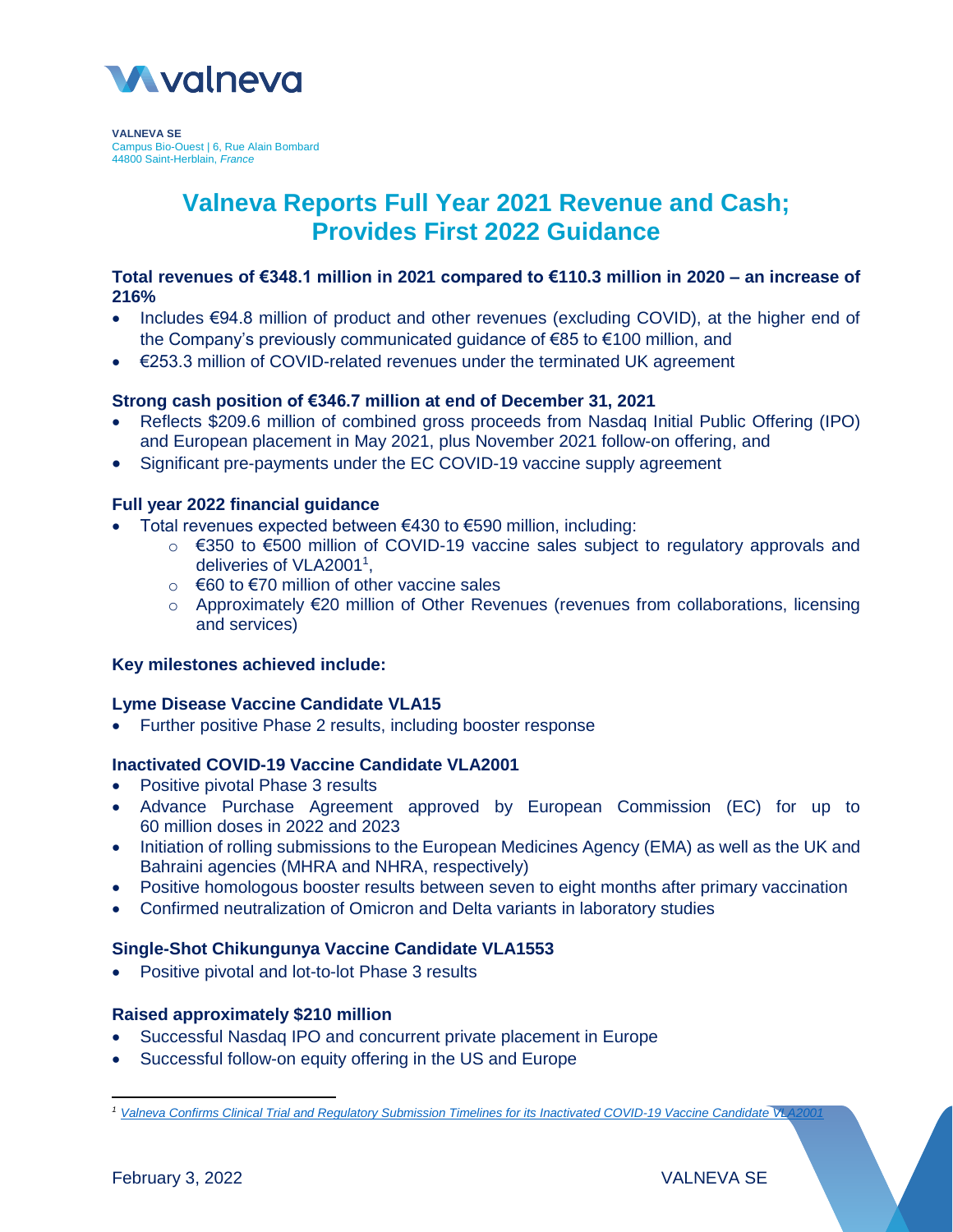**VALNEVA SE**
Campus Bio-Ouest | 6, Rue Alain Bombard
44800 Saint-Herblain, *France*

# Valneva Reports Full Year 2021 Revenue and Cash; Provides First 2022 Guidance

**Total revenues of €348.1 million in 2021 compared to €110.3 million in 2020 – an increase of 216%**

- Includes €94.8 million of product and other revenues (excluding COVID), at the higher end of the Company's previously communicated guidance of €85 to €100 million, and
- €253.3 million of COVID-related revenues under the terminated UK agreement

**Strong cash position of €346.7 million at end of December 31, 2021**

- Reflects $209.6 million of combined gross proceeds from Nasdaq Initial Public Offering (IPO) and European placement in May 2021, plus November 2021 follow-on offering, and
- Significant pre-payments under the EC COVID-19 vaccine supply agreement

**Full year 2022 financial guidance**

- Total revenues expected between €430 to €590 million, including:
  - €350 to €500 million of COVID-19 vaccine sales subject to regulatory approvals and deliveries of VLA2001[1],
  - €60 to €70 million of other vaccine sales
  - Approximately €20 million of Other Revenues (revenues from collaborations, licensing and services)

**Key milestones achieved include:**

**Lyme Disease Vaccine Candidate VLA15**

- Further positive Phase 2 results, including booster response

**Inactivated COVID-19 Vaccine Candidate VLA2001**

- Positive pivotal Phase 3 results
- Advance Purchase Agreement approved by European Commission (EC) for up to 60 million doses in 2022 and 2023
- Initiation of rolling submissions to the European Medicines Agency (EMA) as well as the UK and Bahraini agencies (MHRA and NHRA, respectively)
- Positive homologous booster results between seven to eight months after primary vaccination
- Confirmed neutralization of Omicron and Delta variants in laboratory studies

**Single-Shot Chikungunya Vaccine Candidate VLA1553**

- Positive pivotal and lot-to-lot Phase 3 results

**Raised approximately $210 million**

- Successful Nasdaq IPO and concurrent private placement in Europe
- Successful follow-on equity offering in the US and Europe

---

[1] *Valneva Confirms Clinical Trial and Regulatory Submission Timelines for its Inactivated COVID-19 Vaccine Candidate VLA2001*

February 3, 2022 VALNEVA SE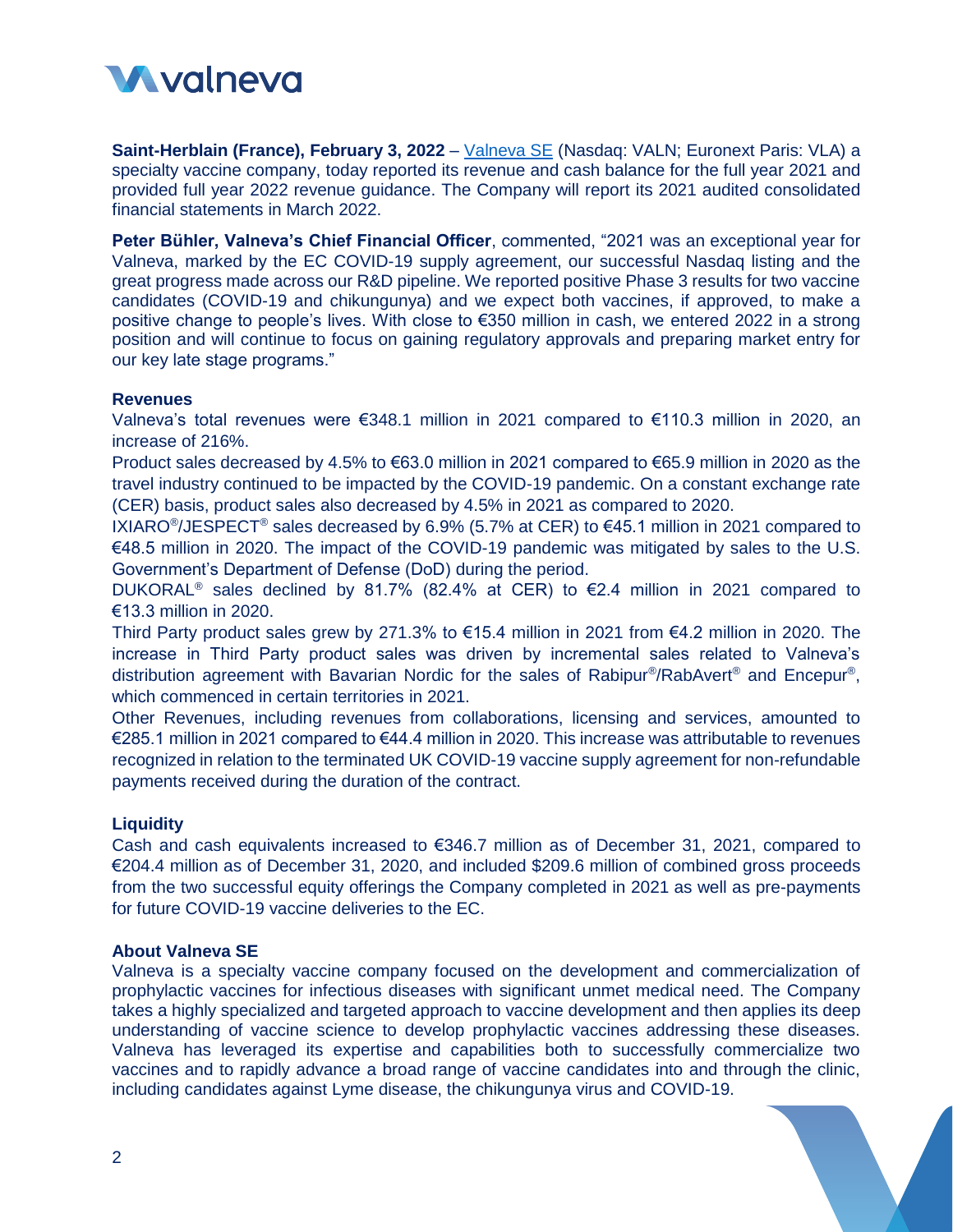**Saint-Herblain (France), February 3, 2022** – Valneva SE (Nasdaq: VALN; Euronext Paris: VLA) a specialty vaccine company, today reported its revenue and cash balance for the full year 2021 and provided full year 2022 revenue guidance. The Company will report its 2021 audited consolidated financial statements in March 2022.

**Peter Bühler, Valneva's Chief Financial Officer**, commented, "2021 was an exceptional year for Valneva, marked by the EC COVID-19 supply agreement, our successful Nasdaq listing and the great progress made across our R&D pipeline. We reported positive Phase 3 results for two vaccine candidates (COVID-19 and chikungunya) and we expect both vaccines, if approved, to make a positive change to people's lives. With close to €350 million in cash, we entered 2022 in a strong position and will continue to focus on gaining regulatory approvals and preparing market entry for our key late stage programs."

## Revenues

Valneva's total revenues were €348.1 million in 2021 compared to €110.3 million in 2020, an increase of 216%.

Product sales decreased by 4.5% to €63.0 million in 2021 compared to €65.9 million in 2020 as the travel industry continued to be impacted by the COVID-19 pandemic. On a constant exchange rate (CER) basis, product sales also decreased by 4.5% in 2021 as compared to 2020.

IXIARO®/JESPECT® sales decreased by 6.9% (5.7% at CER) to €45.1 million in 2021 compared to €48.5 million in 2020. The impact of the COVID-19 pandemic was mitigated by sales to the U.S. Government's Department of Defense (DoD) during the period.

DUKORAL® sales declined by 81.7% (82.4% at CER) to €2.4 million in 2021 compared to €13.3 million in 2020.

Third Party product sales grew by 271.3% to €15.4 million in 2021 from €4.2 million in 2020. The increase in Third Party product sales was driven by incremental sales related to Valneva's distribution agreement with Bavarian Nordic for the sales of Rabipur®/RabAvert® and Encepur®, which commenced in certain territories in 2021.

Other Revenues, including revenues from collaborations, licensing and services, amounted to €285.1 million in 2021 compared to €44.4 million in 2020. This increase was attributable to revenues recognized in relation to the terminated UK COVID-19 vaccine supply agreement for non-refundable payments received during the duration of the contract.

## Liquidity

Cash and cash equivalents increased to €346.7 million as of December 31, 2021, compared to €204.4 million as of December 31, 2020, and included $209.6 million of combined gross proceeds from the two successful equity offerings the Company completed in 2021 as well as pre-payments for future COVID-19 vaccine deliveries to the EC.

## About Valneva SE

Valneva is a specialty vaccine company focused on the development and commercialization of prophylactic vaccines for infectious diseases with significant unmet medical need. The Company takes a highly specialized and targeted approach to vaccine development and then applies its deep understanding of vaccine science to develop prophylactic vaccines addressing these diseases. Valneva has leveraged its expertise and capabilities both to successfully commercialize two vaccines and to rapidly advance a broad range of vaccine candidates into and through the clinic, including candidates against Lyme disease, the chikungunya virus and COVID-19.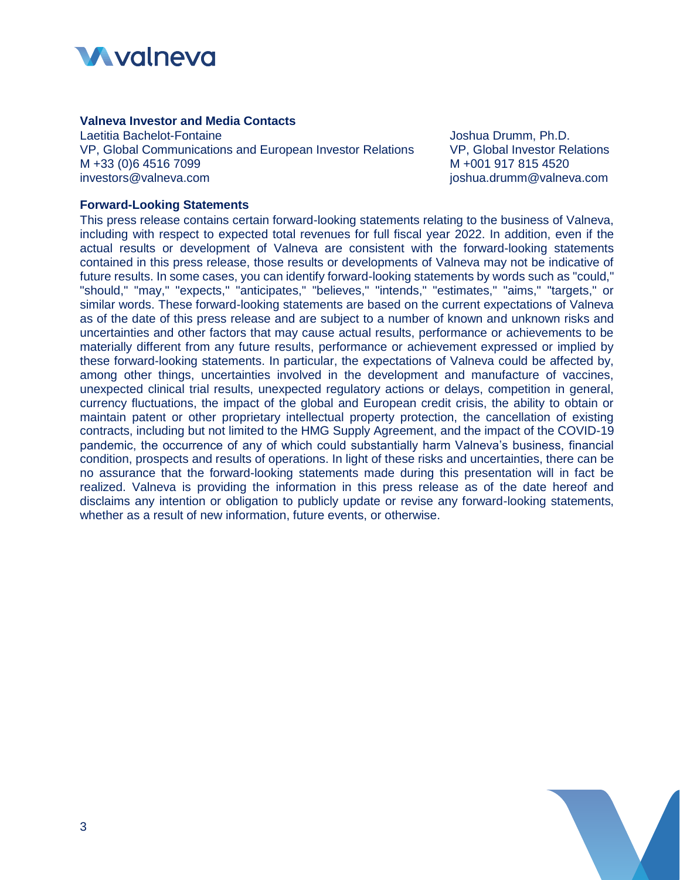**Valneva Investor and Media Contacts**

Laetitia Bachelot-Fontaine
VP, Global Communications and European Investor Relations
M +33 (0)6 4516 7099
investors@valneva.com

Joshua Drumm, Ph.D.
VP, Global Investor Relations
M +001 917 815 4520
joshua.drumm@valneva.com

**Forward-Looking Statements**

This press release contains certain forward-looking statements relating to the business of Valneva, including with respect to expected total revenues for full fiscal year 2022. In addition, even if the actual results or development of Valneva are consistent with the forward-looking statements contained in this press release, those results or developments of Valneva may not be indicative of future results. In some cases, you can identify forward-looking statements by words such as "could," "should," "may," "expects," "anticipates," "believes," "intends," "estimates," "aims," "targets," or similar words. These forward-looking statements are based on the current expectations of Valneva as of the date of this press release and are subject to a number of known and unknown risks and uncertainties and other factors that may cause actual results, performance or achievements to be materially different from any future results, performance or achievement expressed or implied by these forward-looking statements. In particular, the expectations of Valneva could be affected by, among other things, uncertainties involved in the development and manufacture of vaccines, unexpected clinical trial results, unexpected regulatory actions or delays, competition in general, currency fluctuations, the impact of the global and European credit crisis, the ability to obtain or maintain patent or other proprietary intellectual property protection, the cancellation of existing contracts, including but not limited to the HMG Supply Agreement, and the impact of the COVID-19 pandemic, the occurrence of any of which could substantially harm Valneva's business, financial condition, prospects and results of operations. In light of these risks and uncertainties, there can be no assurance that the forward-looking statements made during this presentation will in fact be realized. Valneva is providing the information in this press release as of the date hereof and disclaims any intention or obligation to publicly update or revise any forward-looking statements, whether as a result of new information, future events, or otherwise.